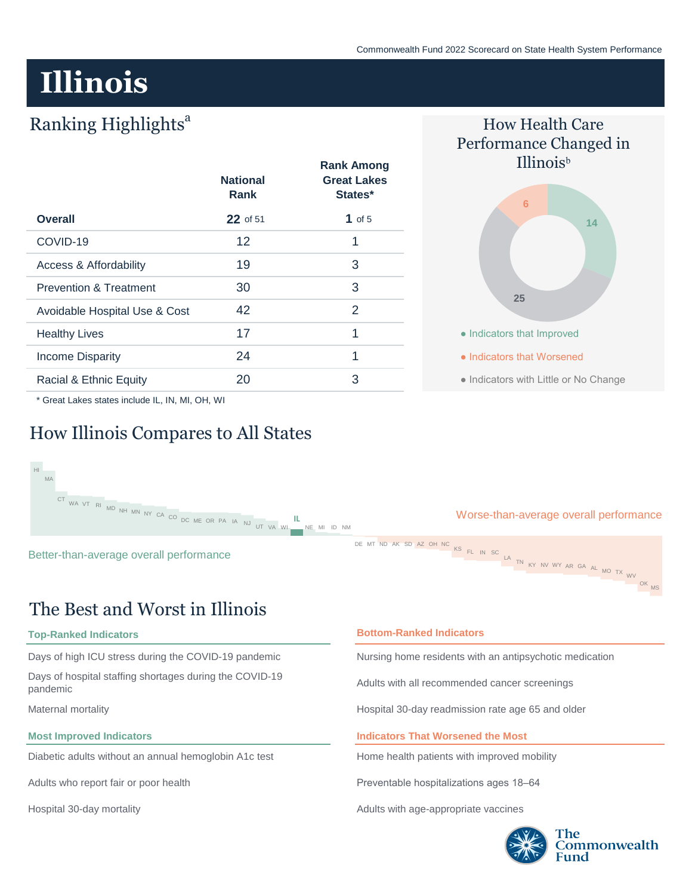# Illinois

## Ranking Highlights[a]

| | National Rank | Rank Among Great Lakes States* |
|---|---|---|
| **Overall** | **22** of 51 | **1** of 5 |
| COVID-19 | 12 | 1 |
| Access & Affordability | 19 | 3 |
| Prevention & Treatment | 30 | 3 |
| Avoidable Hospital Use & Cost | 42 | 2 |
| Healthy Lives | 17 | 1 |
| Income Disparity | 24 | 1 |
| Racial & Ethnic Equity | 20 | 3 |

\* Great Lakes states include IL, IN, MI, OH, WI

## How Health Care Performance Changed in Illinois[b]

- Indicators that Improved: 14
- Indicators that Worsened: 6
- Indicators with Little or No Change: 25

## How Illinois Compares to All States

Better-than-average overall performance: HI, MA, CT, WA, VT, RI, MD, NH, MN, NY, CA, CO, DC, ME, OR, PA, IA, NJ, UT, VA, WI, IL, NE, MI, ID, NM

Worse-than-average overall performance: DE, MT, ND, AK, SD, AZ, OH, NC, KS, FL, IN, SC, LA, TN, KY, NV, WY, AR, GA, AL, MO, TX, WV, OK, MS

## The Best and Worst in Illinois

### Top-Ranked Indicators

- Days of high ICU stress during the COVID-19 pandemic
- Days of hospital staffing shortages during the COVID-19 pandemic
- Maternal mortality

### Bottom-Ranked Indicators

- Nursing home residents with an antipsychotic medication
- Adults with all recommended cancer screenings
- Hospital 30-day readmission rate age 65 and older

### Most Improved Indicators

- Diabetic adults without an annual hemoglobin A1c test
- Adults who report fair or poor health
- Hospital 30-day mortality

### Indicators That Worsened the Most

- Home health patients with improved mobility
- Preventable hospitalizations ages 18–64
- Adults with age-appropriate vaccines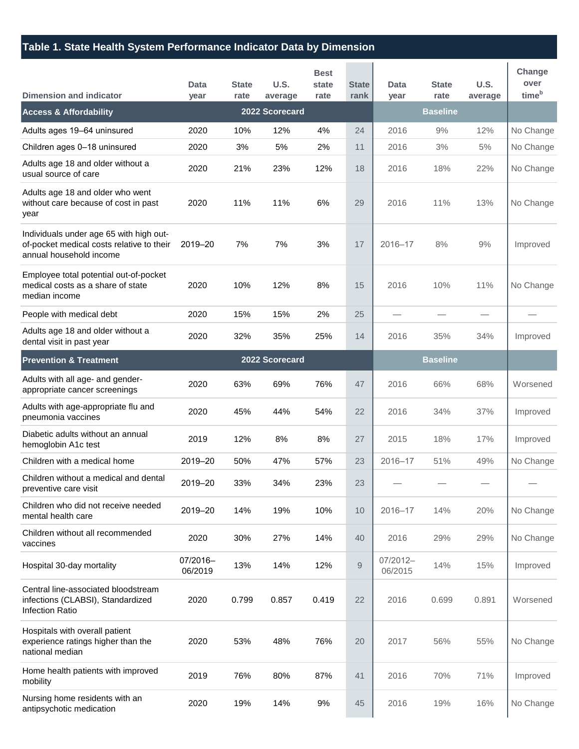## Table 1. State Health System Performance Indicator Data by Dimension

| Dimension and indicator | Data year | State rate | U.S. average | Best state rate | State rank | Data year | State rate | U.S. average | Change over time[b] |
|---|---|---|---|---|---|---|---|---|---|
| **Access & Affordability** | | **2022 Scorecard** | | | | | **Baseline** | | |
| Adults ages 19–64 uninsured | 2020 | 10% | 12% | 4% | 24 | 2016 | 9% | 12% | No Change |
| Children ages 0–18 uninsured | 2020 | 3% | 5% | 2% | 11 | 2016 | 3% | 5% | No Change |
| Adults age 18 and older without a usual source of care | 2020 | 21% | 23% | 12% | 18 | 2016 | 18% | 22% | No Change |
| Adults age 18 and older who went without care because of cost in past year | 2020 | 11% | 11% | 6% | 29 | 2016 | 11% | 13% | No Change |
| Individuals under age 65 with high out-of-pocket medical costs relative to their annual household income | 2019–20 | 7% | 7% | 3% | 17 | 2016–17 | 8% | 9% | Improved |
| Employee total potential out-of-pocket medical costs as a share of state median income | 2020 | 10% | 12% | 8% | 15 | 2016 | 10% | 11% | No Change |
| People with medical debt | 2020 | 15% | 15% | 2% | 25 | — | — | — | — |
| Adults age 18 and older without a dental visit in past year | 2020 | 32% | 35% | 25% | 14 | 2016 | 35% | 34% | Improved |
| **Prevention & Treatment** | | **2022 Scorecard** | | | | | **Baseline** | | |
| Adults with all age- and gender-appropriate cancer screenings | 2020 | 63% | 69% | 76% | 47 | 2016 | 66% | 68% | Worsened |
| Adults with age-appropriate flu and pneumonia vaccines | 2020 | 45% | 44% | 54% | 22 | 2016 | 34% | 37% | Improved |
| Diabetic adults without an annual hemoglobin A1c test | 2019 | 12% | 8% | 8% | 27 | 2015 | 18% | 17% | Improved |
| Children with a medical home | 2019–20 | 50% | 47% | 57% | 23 | 2016–17 | 51% | 49% | No Change |
| Children without a medical and dental preventive care visit | 2019–20 | 33% | 34% | 23% | 23 | — | — | — | — |
| Children who did not receive needed mental health care | 2019–20 | 14% | 19% | 10% | 10 | 2016–17 | 14% | 20% | No Change |
| Children without all recommended vaccines | 2020 | 30% | 27% | 14% | 40 | 2016 | 29% | 29% | No Change |
| Hospital 30-day mortality | 07/2016–06/2019 | 13% | 14% | 12% | 9 | 07/2012–06/2015 | 14% | 15% | Improved |
| Central line-associated bloodstream infections (CLABSI), Standardized Infection Ratio | 2020 | 0.799 | 0.857 | 0.419 | 22 | 2016 | 0.699 | 0.891 | Worsened |
| Hospitals with overall patient experience ratings higher than the national median | 2020 | 53% | 48% | 76% | 20 | 2017 | 56% | 55% | No Change |
| Home health patients with improved mobility | 2019 | 76% | 80% | 87% | 41 | 2016 | 70% | 71% | Improved |
| Nursing home residents with an antipsychotic medication | 2020 | 19% | 14% | 9% | 45 | 2016 | 19% | 16% | No Change |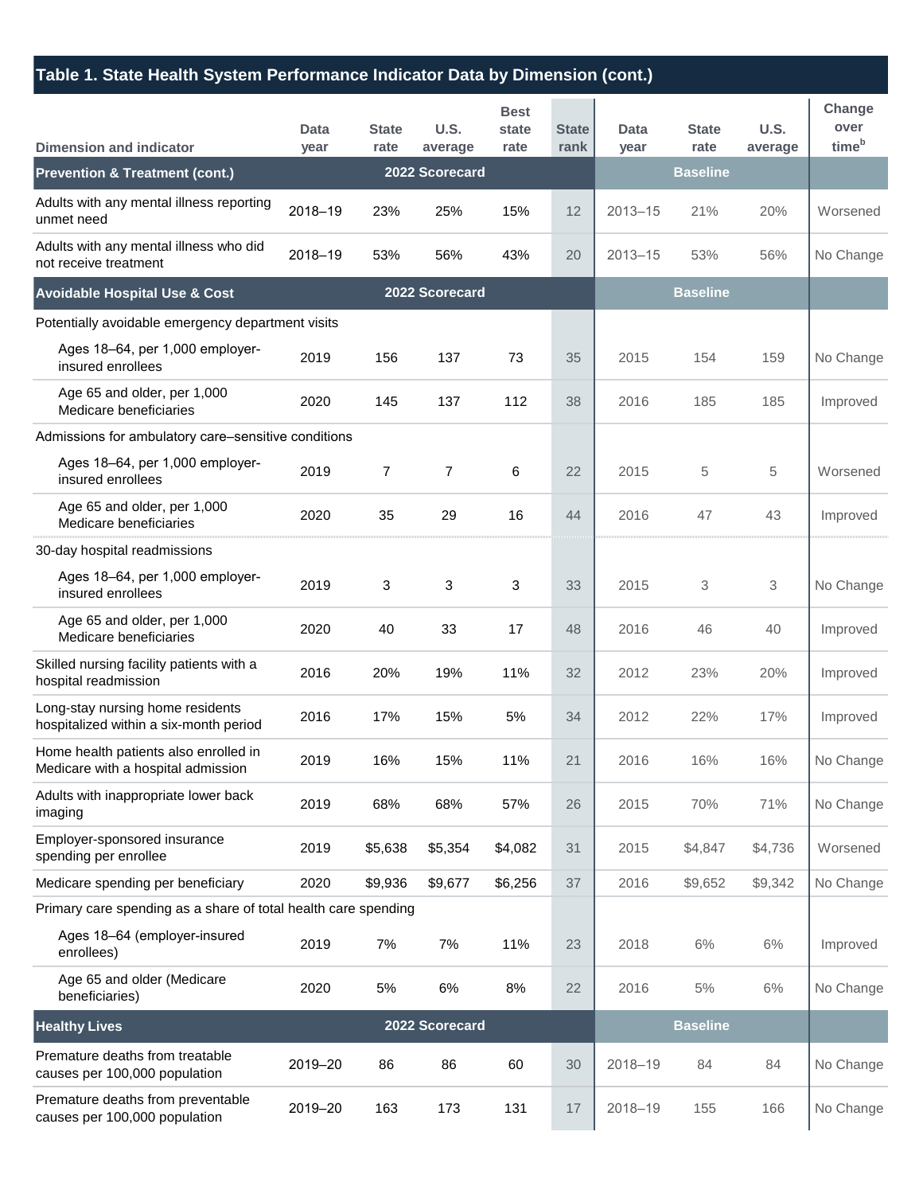| Table 1. State Health System Performance Indicator Data by Dimension (cont.) | | | | | | | | | |
|---|---|---|---|---|---|---|---|---|---|
| Dimension and indicator | Data year | State rate | U.S. average | Best state rate | State rank | Data year | State rate | U.S. average | Change over time[b] |
| **Prevention & Treatment (cont.)** | 2022 Scorecard | | | | | Baseline | | | |
| Adults with any mental illness reporting unmet need | 2018–19 | 23% | 25% | 15% | 12 | 2013–15 | 21% | 20% | Worsened |
| Adults with any mental illness who did not receive treatment | 2018–19 | 53% | 56% | 43% | 20 | 2013–15 | 53% | 56% | No Change |
| **Avoidable Hospital Use & Cost** | 2022 Scorecard | | | | | Baseline | | | |
| Potentially avoidable emergency department visits | | | | | | | | | |
| Ages 18–64, per 1,000 employer-insured enrollees | 2019 | 156 | 137 | 73 | 35 | 2015 | 154 | 159 | No Change |
| Age 65 and older, per 1,000 Medicare beneficiaries | 2020 | 145 | 137 | 112 | 38 | 2016 | 185 | 185 | Improved |
| Admissions for ambulatory care–sensitive conditions | | | | | | | | | |
| Ages 18–64, per 1,000 employer-insured enrollees | 2019 | 7 | 7 | 6 | 22 | 2015 | 5 | 5 | Worsened |
| Age 65 and older, per 1,000 Medicare beneficiaries | 2020 | 35 | 29 | 16 | 44 | 2016 | 47 | 43 | Improved |
| 30-day hospital readmissions | | | | | | | | | |
| Ages 18–64, per 1,000 employer-insured enrollees | 2019 | 3 | 3 | 3 | 33 | 2015 | 3 | 3 | No Change |
| Age 65 and older, per 1,000 Medicare beneficiaries | 2020 | 40 | 33 | 17 | 48 | 2016 | 46 | 40 | Improved |
| Skilled nursing facility patients with a hospital readmission | 2016 | 20% | 19% | 11% | 32 | 2012 | 23% | 20% | Improved |
| Long-stay nursing home residents hospitalized within a six-month period | 2016 | 17% | 15% | 5% | 34 | 2012 | 22% | 17% | Improved |
| Home health patients also enrolled in Medicare with a hospital admission | 2019 | 16% | 15% | 11% | 21 | 2016 | 16% | 16% | No Change |
| Adults with inappropriate lower back imaging | 2019 | 68% | 68% | 57% | 26 | 2015 | 70% | 71% | No Change |
| Employer-sponsored insurance spending per enrollee | 2019 | $5,638 | $5,354 | $4,082 | 31 | 2015 | $4,847 | $4,736 | Worsened |
| Medicare spending per beneficiary | 2020 | $9,936 | $9,677 | $6,256 | 37 | 2016 | $9,652 | $9,342 | No Change |
| Primary care spending as a share of total health care spending | | | | | | | | | |
| Ages 18–64 (employer-insured enrollees) | 2019 | 7% | 7% | 11% | 23 | 2018 | 6% | 6% | Improved |
| Age 65 and older (Medicare beneficiaries) | 2020 | 5% | 6% | 8% | 22 | 2016 | 5% | 6% | No Change |
| **Healthy Lives** | 2022 Scorecard | | | | | Baseline | | | |
| Premature deaths from treatable causes per 100,000 population | 2019–20 | 86 | 86 | 60 | 30 | 2018–19 | 84 | 84 | No Change |
| Premature deaths from preventable causes per 100,000 population | 2019–20 | 163 | 173 | 131 | 17 | 2018–19 | 155 | 166 | No Change |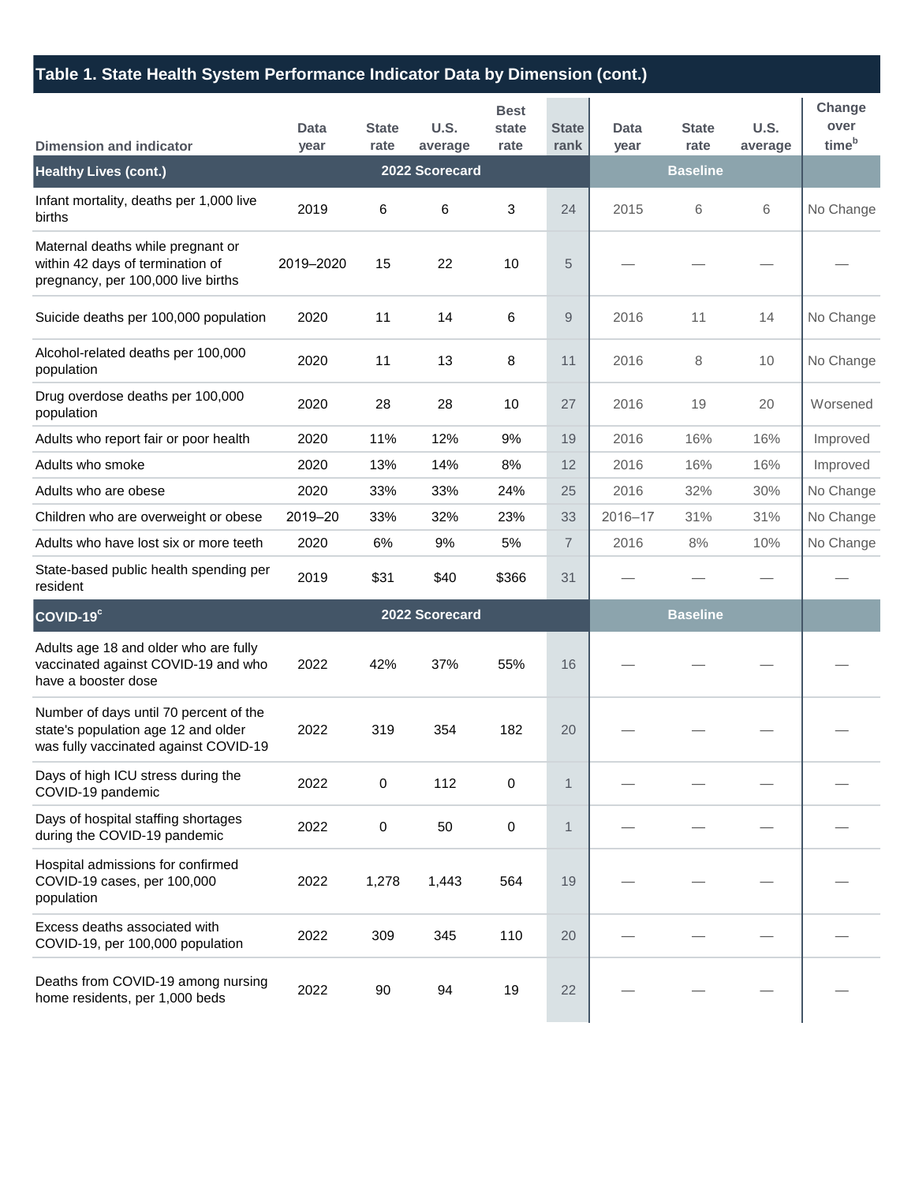## Table 1. State Health System Performance Indicator Data by Dimension (cont.)

| Dimension and indicator | Data year | State rate | U.S. average | Best state rate | State rank | Data year | State rate | U.S. average | Change over time[b] |
|---|---|---|---|---|---|---|---|---|---|
| **Healthy Lives (cont.)** | 2022 Scorecard | | | | | Baseline | | | |
| Infant mortality, deaths per 1,000 live births | 2019 | 6 | 6 | 3 | 24 | 2015 | 6 | 6 | No Change |
| Maternal deaths while pregnant or within 42 days of termination of pregnancy, per 100,000 live births | 2019–2020 | 15 | 22 | 10 | 5 | — | — | — | — |
| Suicide deaths per 100,000 population | 2020 | 11 | 14 | 6 | 9 | 2016 | 11 | 14 | No Change |
| Alcohol-related deaths per 100,000 population | 2020 | 11 | 13 | 8 | 11 | 2016 | 8 | 10 | No Change |
| Drug overdose deaths per 100,000 population | 2020 | 28 | 28 | 10 | 27 | 2016 | 19 | 20 | Worsened |
| Adults who report fair or poor health | 2020 | 11% | 12% | 9% | 19 | 2016 | 16% | 16% | Improved |
| Adults who smoke | 2020 | 13% | 14% | 8% | 12 | 2016 | 16% | 16% | Improved |
| Adults who are obese | 2020 | 33% | 33% | 24% | 25 | 2016 | 32% | 30% | No Change |
| Children who are overweight or obese | 2019–20 | 33% | 32% | 23% | 33 | 2016–17 | 31% | 31% | No Change |
| Adults who have lost six or more teeth | 2020 | 6% | 9% | 5% | 7 | 2016 | 8% | 10% | No Change |
| State-based public health spending per resident | 2019 | $31 | $40 | $366 | 31 | — | — | — | — |
| **COVID-19[c]** | 2022 Scorecard | | | | | Baseline | | | |
| Adults age 18 and older who are fully vaccinated against COVID-19 and who have a booster dose | 2022 | 42% | 37% | 55% | 16 | — | — | — | — |
| Number of days until 70 percent of the state's population age 12 and older was fully vaccinated against COVID-19 | 2022 | 319 | 354 | 182 | 20 | — | — | — | — |
| Days of high ICU stress during the COVID-19 pandemic | 2022 | 0 | 112 | 0 | 1 | — | — | — | — |
| Days of hospital staffing shortages during the COVID-19 pandemic | 2022 | 0 | 50 | 0 | 1 | — | — | — | — |
| Hospital admissions for confirmed COVID-19 cases, per 100,000 population | 2022 | 1,278 | 1,443 | 564 | 19 | — | — | — | — |
| Excess deaths associated with COVID-19, per 100,000 population | 2022 | 309 | 345 | 110 | 20 | — | — | — | — |
| Deaths from COVID-19 among nursing home residents, per 1,000 beds | 2022 | 90 | 94 | 19 | 22 | — | — | — | — |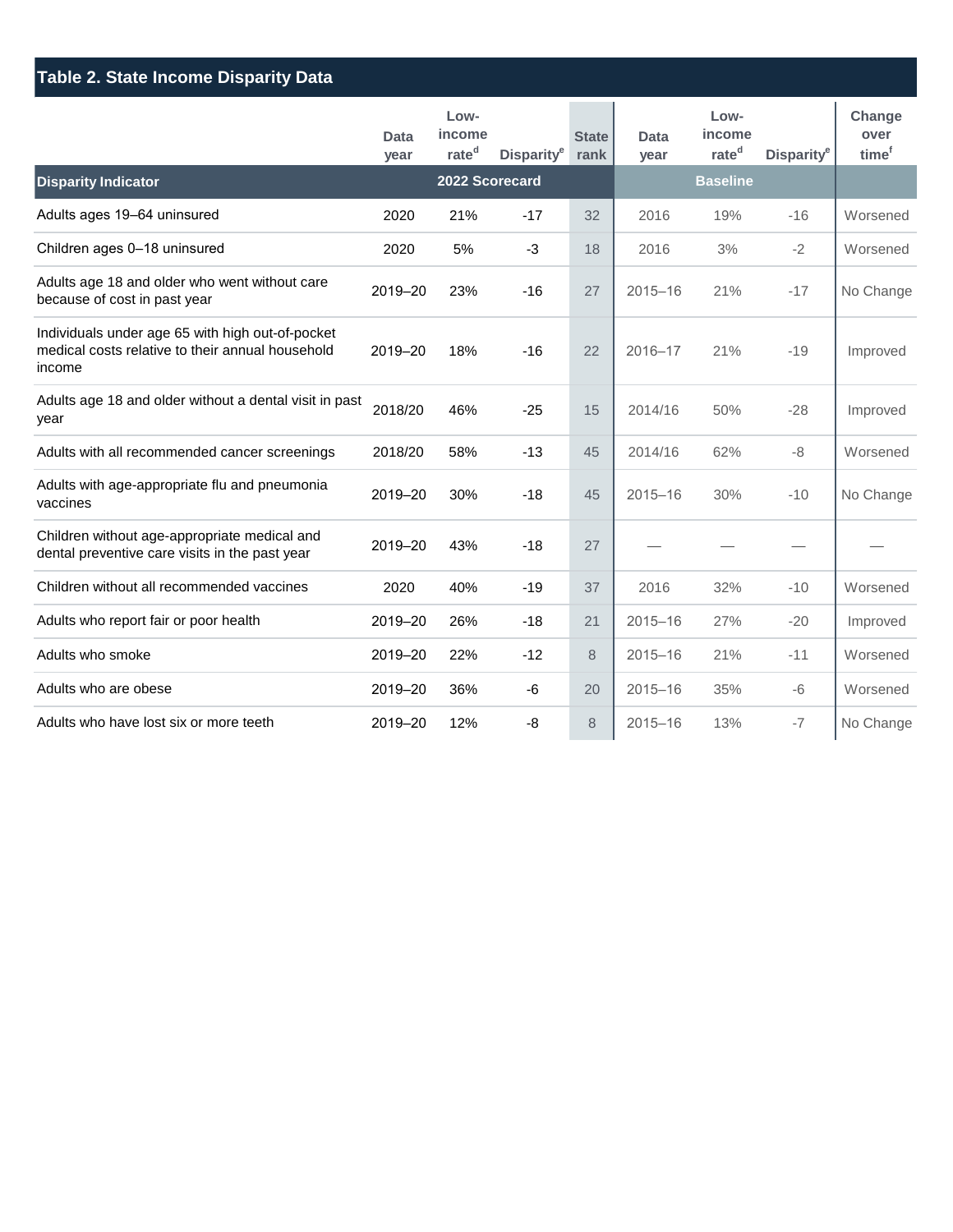## Table 2. State Income Disparity Data

| Disparity Indicator | Data year | Low-income rate[d] | Disparity[e] | State rank | Data year | Low-income rate[d] | Disparity[e] | Change over time[f] |
|---|---|---|---|---|---|---|---|---|
| | 2022 Scorecard | | | | Baseline | | | |
| Adults ages 19–64 uninsured | 2020 | 21% | -17 | 32 | 2016 | 19% | -16 | Worsened |
| Children ages 0–18 uninsured | 2020 | 5% | -3 | 18 | 2016 | 3% | -2 | Worsened |
| Adults age 18 and older who went without care because of cost in past year | 2019–20 | 23% | -16 | 27 | 2015–16 | 21% | -17 | No Change |
| Individuals under age 65 with high out-of-pocket medical costs relative to their annual household income | 2019–20 | 18% | -16 | 22 | 2016–17 | 21% | -19 | Improved |
| Adults age 18 and older without a dental visit in past year | 2018/20 | 46% | -25 | 15 | 2014/16 | 50% | -28 | Improved |
| Adults with all recommended cancer screenings | 2018/20 | 58% | -13 | 45 | 2014/16 | 62% | -8 | Worsened |
| Adults with age-appropriate flu and pneumonia vaccines | 2019–20 | 30% | -18 | 45 | 2015–16 | 30% | -10 | No Change |
| Children without age-appropriate medical and dental preventive care visits in the past year | 2019–20 | 43% | -18 | 27 | — | — | — | — |
| Children without all recommended vaccines | 2020 | 40% | -19 | 37 | 2016 | 32% | -10 | Worsened |
| Adults who report fair or poor health | 2019–20 | 26% | -18 | 21 | 2015–16 | 27% | -20 | Improved |
| Adults who smoke | 2019–20 | 22% | -12 | 8 | 2015–16 | 21% | -11 | Worsened |
| Adults who are obese | 2019–20 | 36% | -6 | 20 | 2015–16 | 35% | -6 | Worsened |
| Adults who have lost six or more teeth | 2019–20 | 12% | -8 | 8 | 2015–16 | 13% | -7 | No Change |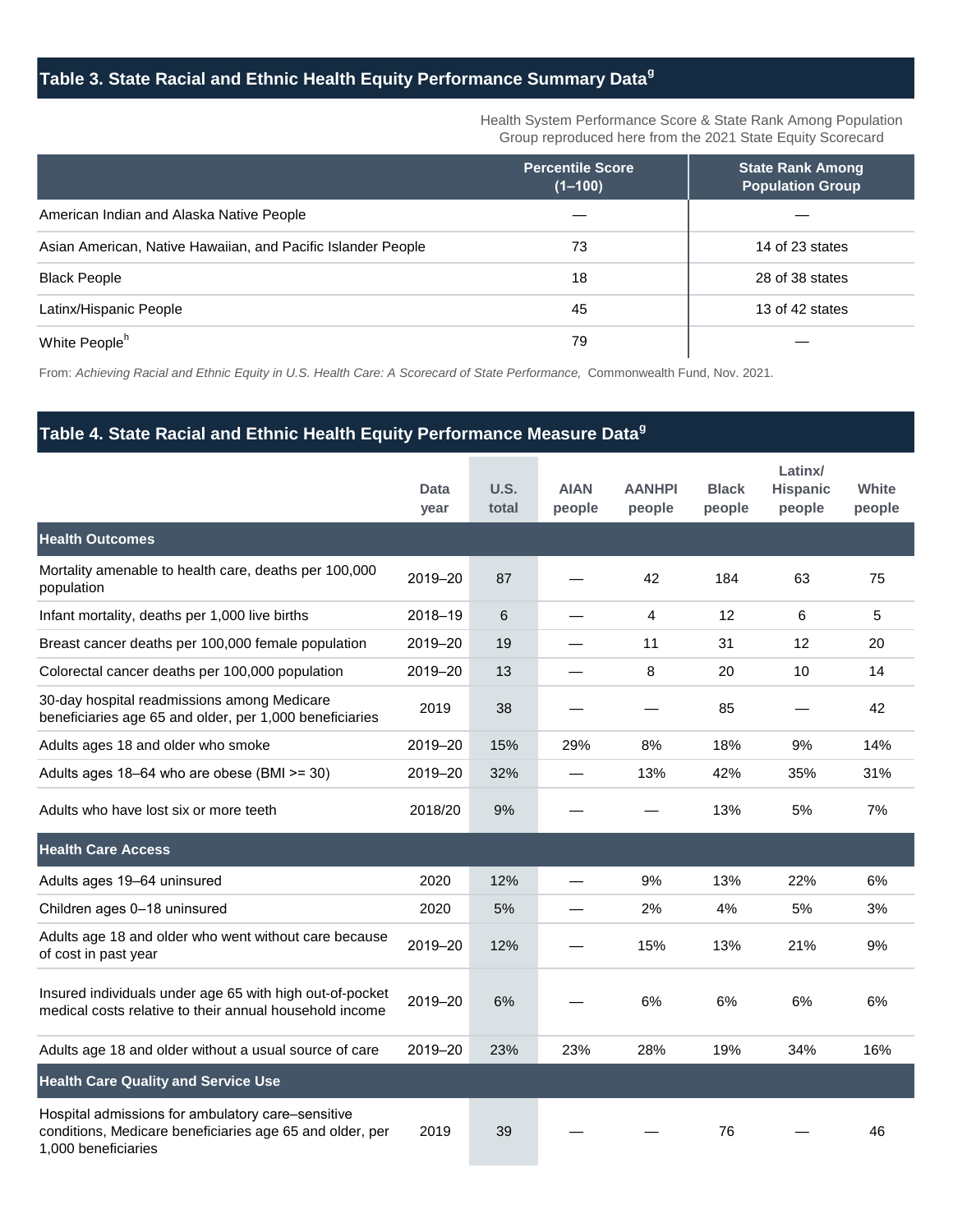## Table 3. State Racial and Ethnic Health Equity Performance Summary Data[g]

Health System Performance Score & State Rank Among Population Group reproduced here from the 2021 State Equity Scorecard

| | Percentile Score (1–100) | State Rank Among Population Group |
|---|---|---|
| American Indian and Alaska Native People | — | — |
| Asian American, Native Hawaiian, and Pacific Islander People | 73 | 14 of 23 states |
| Black People | 18 | 28 of 38 states |
| Latinx/Hispanic People | 45 | 13 of 42 states |
| White People[h] | 79 | — |

From: *Achieving Racial and Ethnic Equity in U.S. Health Care: A Scorecard of State Performance,* Commonwealth Fund, Nov. 2021.

## Table 4. State Racial and Ethnic Health Equity Performance Measure Data[g]

| | Data year | U.S. total | AIAN people | AANHPI people | Black people | Latinx/ Hispanic people | White people |
|---|---|---|---|---|---|---|---|
| **Health Outcomes** | | | | | | | |
| Mortality amenable to health care, deaths per 100,000 population | 2019–20 | 87 | — | 42 | 184 | 63 | 75 |
| Infant mortality, deaths per 1,000 live births | 2018–19 | 6 | — | 4 | 12 | 6 | 5 |
| Breast cancer deaths per 100,000 female population | 2019–20 | 19 | — | 11 | 31 | 12 | 20 |
| Colorectal cancer deaths per 100,000 population | 2019–20 | 13 | — | 8 | 20 | 10 | 14 |
| 30-day hospital readmissions among Medicare beneficiaries age 65 and older, per 1,000 beneficiaries | 2019 | 38 | — | — | 85 | — | 42 |
| Adults ages 18 and older who smoke | 2019–20 | 15% | 29% | 8% | 18% | 9% | 14% |
| Adults ages 18–64 who are obese (BMI >= 30) | 2019–20 | 32% | — | 13% | 42% | 35% | 31% |
| Adults who have lost six or more teeth | 2018/20 | 9% | — | — | 13% | 5% | 7% |
| **Health Care Access** | | | | | | | |
| Adults ages 19–64 uninsured | 2020 | 12% | — | 9% | 13% | 22% | 6% |
| Children ages 0–18 uninsured | 2020 | 5% | — | 2% | 4% | 5% | 3% |
| Adults age 18 and older who went without care because of cost in past year | 2019–20 | 12% | — | 15% | 13% | 21% | 9% |
| Insured individuals under age 65 with high out-of-pocket medical costs relative to their annual household income | 2019–20 | 6% | — | 6% | 6% | 6% | 6% |
| Adults age 18 and older without a usual source of care | 2019–20 | 23% | 23% | 28% | 19% | 34% | 16% |
| **Health Care Quality and Service Use** | | | | | | | |
| Hospital admissions for ambulatory care–sensitive conditions, Medicare beneficiaries age 65 and older, per 1,000 beneficiaries | 2019 | 39 | — | — | 76 | — | 46 |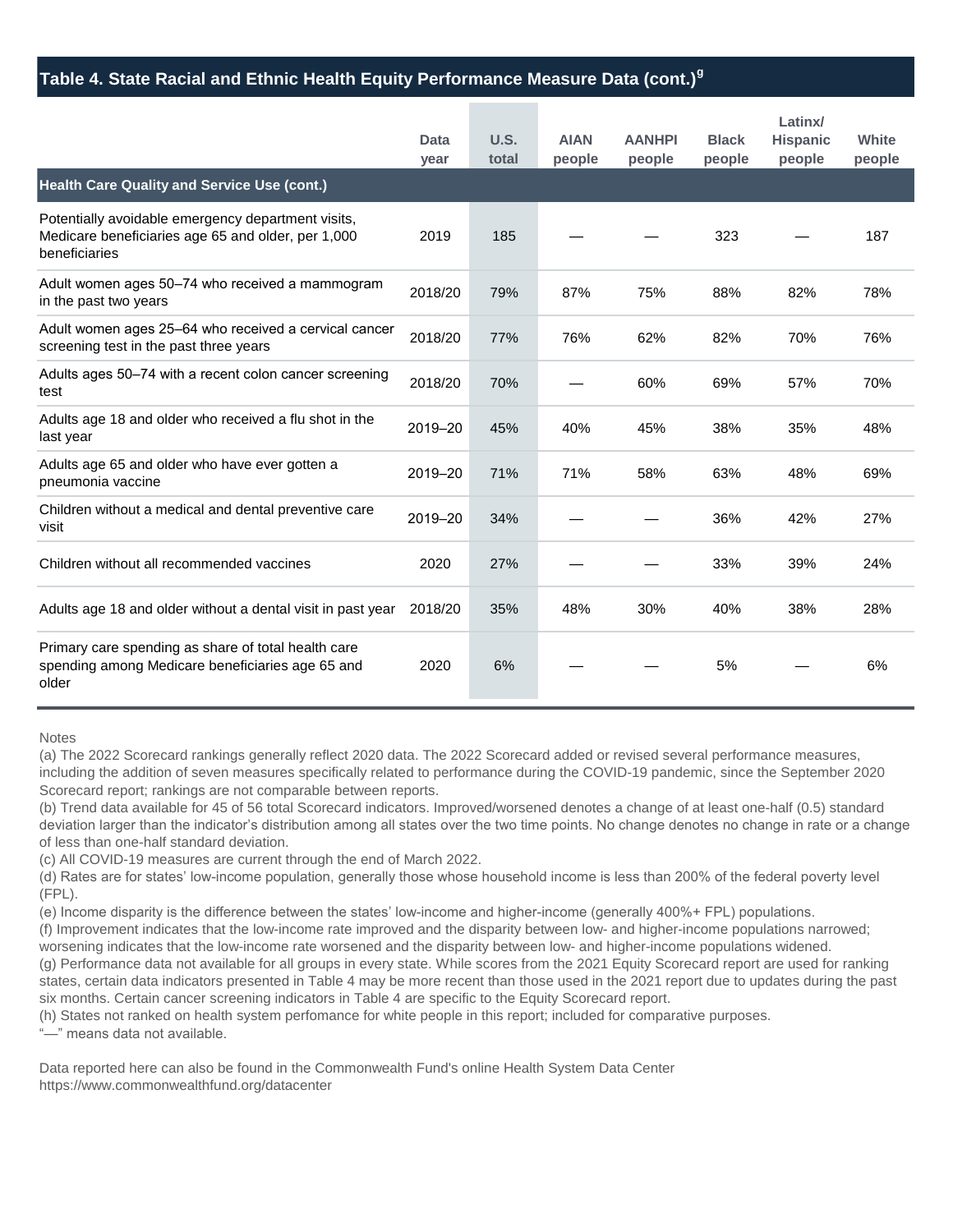## Table 4. State Racial and Ethnic Health Equity Performance Measure Data (cont.)[g]

| | Data year | U.S. total | AIAN people | AANHPI people | Black people | Latinx/ Hispanic people | White people |
|---|---|---|---|---|---|---|---|
| **Health Care Quality and Service Use (cont.)** | | | | | | | |
| Potentially avoidable emergency department visits, Medicare beneficiaries age 65 and older, per 1,000 beneficiaries | 2019 | 185 | — | — | 323 | — | 187 |
| Adult women ages 50–74 who received a mammogram in the past two years | 2018/20 | 79% | 87% | 75% | 88% | 82% | 78% |
| Adult women ages 25–64 who received a cervical cancer screening test in the past three years | 2018/20 | 77% | 76% | 62% | 82% | 70% | 76% |
| Adults ages 50–74 with a recent colon cancer screening test | 2018/20 | 70% | — | 60% | 69% | 57% | 70% |
| Adults age 18 and older who received a flu shot in the last year | 2019–20 | 45% | 40% | 45% | 38% | 35% | 48% |
| Adults age 65 and older who have ever gotten a pneumonia vaccine | 2019–20 | 71% | 71% | 58% | 63% | 48% | 69% |
| Children without a medical and dental preventive care visit | 2019–20 | 34% | — | — | 36% | 42% | 27% |
| Children without all recommended vaccines | 2020 | 27% | — | — | 33% | 39% | 24% |
| Adults age 18 and older without a dental visit in past year | 2018/20 | 35% | 48% | 30% | 40% | 38% | 28% |
| Primary care spending as share of total health care spending among Medicare beneficiaries age 65 and older | 2020 | 6% | — | — | 5% | — | 6% |

Notes

(a) The 2022 Scorecard rankings generally reflect 2020 data. The 2022 Scorecard added or revised several performance measures, including the addition of seven measures specifically related to performance during the COVID-19 pandemic, since the September 2020 Scorecard report; rankings are not comparable between reports.

(b) Trend data available for 45 of 56 total Scorecard indicators. Improved/worsened denotes a change of at least one-half (0.5) standard deviation larger than the indicator's distribution among all states over the two time points. No change denotes no change in rate or a change of less than one-half standard deviation.

(c) All COVID-19 measures are current through the end of March 2022.

(d) Rates are for states' low-income population, generally those whose household income is less than 200% of the federal poverty level (FPL).

(e) Income disparity is the difference between the states' low-income and higher-income (generally 400%+ FPL) populations.

(f) Improvement indicates that the low-income rate improved and the disparity between low- and higher-income populations narrowed; worsening indicates that the low-income rate worsened and the disparity between low- and higher-income populations widened.

(g) Performance data not available for all groups in every state. While scores from the 2021 Equity Scorecard report are used for ranking states, certain data indicators presented in Table 4 may be more recent than those used in the 2021 report due to updates during the past six months. Certain cancer screening indicators in Table 4 are specific to the Equity Scorecard report.

(h) States not ranked on health system perfomance for white people in this report; included for comparative purposes.

"—" means data not available.

Data reported here can also be found in the Commonwealth Fund's online Health System Data Center
https://www.commonwealthfund.org/datacenter